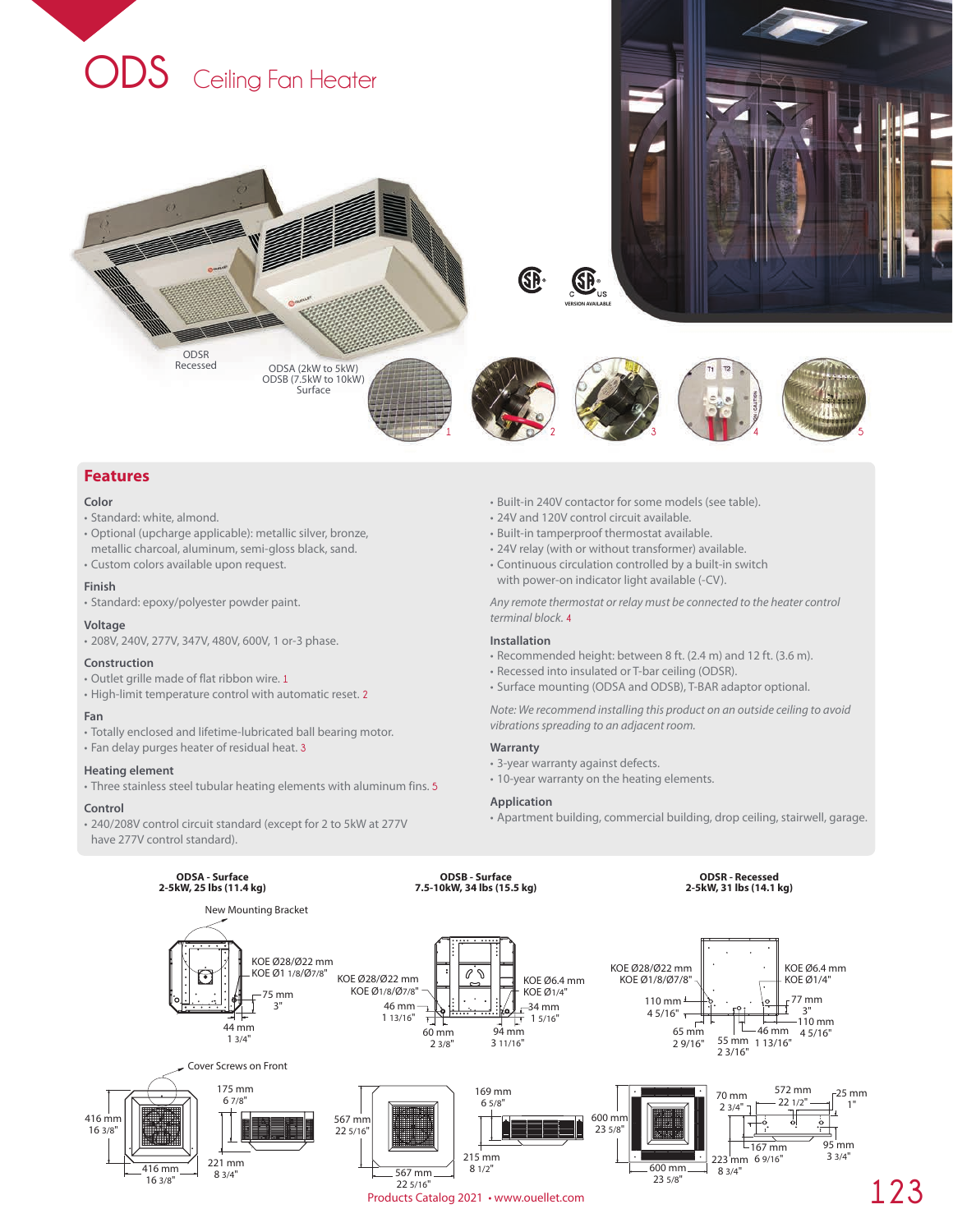# ODS Ceiling Fan Heater

ODSR
Recessed

ODSA (2kW to 5kW)
ODSB (7.5kW to 10kW)
Surface

## Features

### Color
- Standard: white, almond.
- Optional (upcharge applicable): metallic silver, bronze, metallic charcoal, aluminum, semi-gloss black, sand.
- Custom colors available upon request.

### Finish
- Standard: epoxy/polyester powder paint.

### Voltage
- 208V, 240V, 277V, 347V, 480V, 600V, 1 or-3 phase.

### Construction
- Outlet grille made of flat ribbon wire. 1
- High-limit temperature control with automatic reset. 2

### Fan
- Totally enclosed and lifetime-lubricated ball bearing motor.
- Fan delay purges heater of residual heat. 3

### Heating element
- Three stainless steel tubular heating elements with aluminum fins. 5

### Control
- 240/208V control circuit standard (except for 2 to 5kW at 277V have 277V control standard).
- Built-in 240V contactor for some models (see table).
- 24V and 120V control circuit available.
- Built-in tamperproof thermostat available.
- 24V relay (with or without transformer) available.
- Continuous circulation controlled by a built-in switch with power-on indicator light available (-CV).

*Any remote thermostat or relay must be connected to the heater control terminal block.* 4

### Installation
- Recommended height: between 8 ft. (2.4 m) and 12 ft. (3.6 m).
- Recessed into insulated or T-bar ceiling (ODSR).
- Surface mounting (ODSA and ODSB), T-BAR adaptor optional.

*Note: We recommend installing this product on an outside ceiling to avoid vibrations spreading to an adjacent room.*

### Warranty
- 3-year warranty against defects.
- 10-year warranty on the heating elements.

### Application
- Apartment building, commercial building, drop ceiling, stairwell, garage.

**ODSA - Surface**
**2-5kW, 25 lbs (11.4 kg)**

New Mounting Bracket

KOE Ø28/Ø22 mm, KOE Ø1 1/8/Ø7/8"; 75 mm 3"; 44 mm 1 3/4"

Cover Screws on Front

416 mm 16 3/8"; 416 mm 16 3/8"; 175 mm 6 7/8"; 221 mm 8 3/4"

**ODSB - Surface**
**7.5-10kW, 34 lbs (15.5 kg)**

KOE Ø28/Ø22 mm, KOE Ø1/8/Ø7/8"; KOE Ø6.4 mm, KOE Ø1/4"; 46 mm 1 13/16"; 34 mm 1 5/16"; 60 mm 2 3/8"; 94 mm 3 11/16"

567 mm 22 5/16"; 567 mm 22 5/16"; 169 mm 6 5/8"; 215 mm 8 1/2"

**ODSR - Recessed**
**2-5kW, 31 lbs (14.1 kg)**

KOE Ø28/Ø22 mm, KOE Ø1/8/Ø7/8"; KOE Ø6.4 mm, KOE Ø1/4"; 110 mm 4 5/16"; 77 mm 3"; 110 mm 4 5/16"; 65 mm 2 9/16"; 46 mm 1 13/16"; 55 mm 2 3/16"

600 mm 23 5/8"; 600 mm 23 5/8"; 70 mm 2 3/4"; 572 mm 22 1/2"; 25 mm 1"; 167 mm 6 9/16"; 95 mm 3 3/4"; 223 mm 8 3/4"

Products Catalog 2021 • www.ouellet.com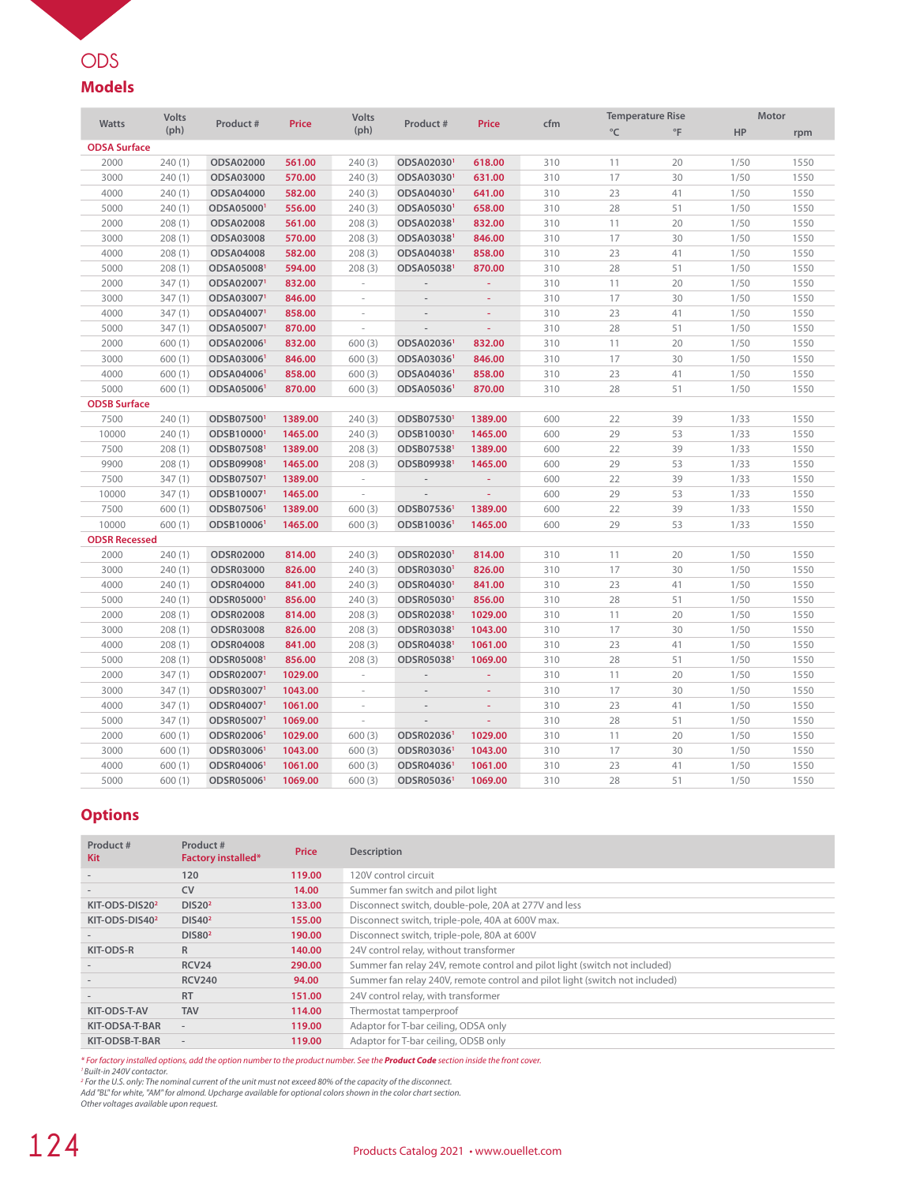# ODS

## Models

| Watts | Volts (ph) | Product # | Price | Volts (ph) | Product # | Price | cfm | Temperature Rise | | Motor | |
|---|---|---|---|---|---|---|---|---|---|---|---|
| | | | | | | | | °C | °F | HP | rpm |
| **ODSA Surface** | | | | | | | | | | | |
| 2000 | 240 (1) | ODSA02000 | 561.00 | 240 (3) | ODSA02030[1] | 618.00 | 310 | 11 | 20 | 1/50 | 1550 |
| 3000 | 240 (1) | ODSA03000 | 570.00 | 240 (3) | ODSA03030[1] | 631.00 | 310 | 17 | 30 | 1/50 | 1550 |
| 4000 | 240 (1) | ODSA04000 | 582.00 | 240 (3) | ODSA04030[1] | 641.00 | 310 | 23 | 41 | 1/50 | 1550 |
| 5000 | 240 (1) | ODSA05000[1] | 556.00 | 240 (3) | ODSA05030[1] | 658.00 | 310 | 28 | 51 | 1/50 | 1550 |
| 2000 | 208 (1) | ODSA02008 | 561.00 | 208 (3) | ODSA02038[1] | 832.00 | 310 | 11 | 20 | 1/50 | 1550 |
| 3000 | 208 (1) | ODSA03008 | 570.00 | 208 (3) | ODSA03038[1] | 846.00 | 310 | 17 | 30 | 1/50 | 1550 |
| 4000 | 208 (1) | ODSA04008 | 582.00 | 208 (3) | ODSA04038[1] | 858.00 | 310 | 23 | 41 | 1/50 | 1550 |
| 5000 | 208 (1) | ODSA05008[1] | 594.00 | 208 (3) | ODSA05038[1] | 870.00 | 310 | 28 | 51 | 1/50 | 1550 |
| 2000 | 347 (1) | ODSA02007[1] | 832.00 | - | - | - | 310 | 11 | 20 | 1/50 | 1550 |
| 3000 | 347 (1) | ODSA03007[1] | 846.00 | - | - | - | 310 | 17 | 30 | 1/50 | 1550 |
| 4000 | 347 (1) | ODSA04007[1] | 858.00 | - | - | - | 310 | 23 | 41 | 1/50 | 1550 |
| 5000 | 347 (1) | ODSA05007[1] | 870.00 | - | - | - | 310 | 28 | 51 | 1/50 | 1550 |
| 2000 | 600 (1) | ODSA02006[1] | 832.00 | 600 (3) | ODSA02036[1] | 832.00 | 310 | 11 | 20 | 1/50 | 1550 |
| 3000 | 600 (1) | ODSA03006[1] | 846.00 | 600 (3) | ODSA03036[1] | 846.00 | 310 | 17 | 30 | 1/50 | 1550 |
| 4000 | 600 (1) | ODSA04006[1] | 858.00 | 600 (3) | ODSA04036[1] | 858.00 | 310 | 23 | 41 | 1/50 | 1550 |
| 5000 | 600 (1) | ODSA05006[1] | 870.00 | 600 (3) | ODSA05036[1] | 870.00 | 310 | 28 | 51 | 1/50 | 1550 |
| **ODSB Surface** | | | | | | | | | | | |
| 7500 | 240 (1) | ODSB07500[1] | 1389.00 | 240 (3) | ODSB07530[1] | 1389.00 | 600 | 22 | 39 | 1/33 | 1550 |
| 10000 | 240 (1) | ODSB10000[1] | 1465.00 | 240 (3) | ODSB10030[1] | 1465.00 | 600 | 29 | 53 | 1/33 | 1550 |
| 7500 | 208 (1) | ODSB07508[1] | 1389.00 | 208 (3) | ODSB07538[1] | 1389.00 | 600 | 22 | 39 | 1/33 | 1550 |
| 9900 | 208 (1) | ODSB09908[1] | 1465.00 | 208 (3) | ODSB09938[1] | 1465.00 | 600 | 29 | 53 | 1/33 | 1550 |
| 7500 | 347 (1) | ODSB07507[1] | 1389.00 | - | - | - | 600 | 22 | 39 | 1/33 | 1550 |
| 10000 | 347 (1) | ODSB10007[1] | 1465.00 | - | - | - | 600 | 29 | 53 | 1/33 | 1550 |
| 7500 | 600 (1) | ODSB07506[1] | 1389.00 | 600 (3) | ODSB07536[1] | 1389.00 | 600 | 22 | 39 | 1/33 | 1550 |
| 10000 | 600 (1) | ODSB10006[1] | 1465.00 | 600 (3) | ODSB10036[1] | 1465.00 | 600 | 29 | 53 | 1/33 | 1550 |
| **ODSR Recessed** | | | | | | | | | | | |
| 2000 | 240 (1) | ODSR02000 | 814.00 | 240 (3) | ODSR02030[1] | 814.00 | 310 | 11 | 20 | 1/50 | 1550 |
| 3000 | 240 (1) | ODSR03000 | 826.00 | 240 (3) | ODSR03030[1] | 826.00 | 310 | 17 | 30 | 1/50 | 1550 |
| 4000 | 240 (1) | ODSR04000 | 841.00 | 240 (3) | ODSR04030[1] | 841.00 | 310 | 23 | 41 | 1/50 | 1550 |
| 5000 | 240 (1) | ODSR05000[1] | 856.00 | 240 (3) | ODSR05030[1] | 856.00 | 310 | 28 | 51 | 1/50 | 1550 |
| 2000 | 208 (1) | ODSR02008 | 814.00 | 208 (3) | ODSR02038[1] | 1029.00 | 310 | 11 | 20 | 1/50 | 1550 |
| 3000 | 208 (1) | ODSR03008 | 826.00 | 208 (3) | ODSR03038[1] | 1043.00 | 310 | 17 | 30 | 1/50 | 1550 |
| 4000 | 208 (1) | ODSR04008 | 841.00 | 208 (3) | ODSR04038[1] | 1061.00 | 310 | 23 | 41 | 1/50 | 1550 |
| 5000 | 208 (1) | ODSR05008[1] | 856.00 | 208 (3) | ODSR05038[1] | 1069.00 | 310 | 28 | 51 | 1/50 | 1550 |
| 2000 | 347 (1) | ODSR02007[1] | 1029.00 | - | - | - | 310 | 11 | 20 | 1/50 | 1550 |
| 3000 | 347 (1) | ODSR03007[1] | 1043.00 | - | - | - | 310 | 17 | 30 | 1/50 | 1550 |
| 4000 | 347 (1) | ODSR04007[1] | 1061.00 | - | - | - | 310 | 23 | 41 | 1/50 | 1550 |
| 5000 | 347 (1) | ODSR05007[1] | 1069.00 | - | - | - | 310 | 28 | 51 | 1/50 | 1550 |
| 2000 | 600 (1) | ODSR02006[1] | 1029.00 | 600 (3) | ODSR02036[1] | 1029.00 | 310 | 11 | 20 | 1/50 | 1550 |
| 3000 | 600 (1) | ODSR03006[1] | 1043.00 | 600 (3) | ODSR03036[1] | 1043.00 | 310 | 17 | 30 | 1/50 | 1550 |
| 4000 | 600 (1) | ODSR04006[1] | 1061.00 | 600 (3) | ODSR04036[1] | 1061.00 | 310 | 23 | 41 | 1/50 | 1550 |
| 5000 | 600 (1) | ODSR05006[1] | 1069.00 | 600 (3) | ODSR05036[1] | 1069.00 | 310 | 28 | 51 | 1/50 | 1550 |

## Options

| Product # Kit | Product # Factory installed* | Price | Description |
|---|---|---|---|
| - | 120 | 119.00 | 120V control circuit |
| - | CV | 14.00 | Summer fan switch and pilot light |
| KIT-ODS-DIS20[2] | DIS20[2] | 133.00 | Disconnect switch, double-pole, 20A at 277V and less |
| KIT-ODS-DIS40[2] | DIS40[2] | 155.00 | Disconnect switch, triple-pole, 40A at 600V max. |
| - | DIS80[2] | 190.00 | Disconnect switch, triple-pole, 80A at 600V |
| KIT-ODS-R | R | 140.00 | 24V control relay, without transformer |
| - | RCV24 | 290.00 | Summer fan relay 24V, remote control and pilot light (switch not included) |
| - | RCV240 | 94.00 | Summer fan relay 240V, remote control and pilot light (switch not included) |
| - | RT | 151.00 | 24V control relay, with transformer |
| KIT-ODS-T-AV | TAV | 114.00 | Thermostat tamperproof |
| KIT-ODSA-T-BAR | - | 119.00 | Adaptor for T-bar ceiling, ODSA only |
| KIT-ODSB-T-BAR | - | 119.00 | Adaptor for T-bar ceiling, ODSB only |

*\* For factory installed options, add the option number to the product number. See the **Product Code** section inside the front cover.*
*[1] Built-in 240V contactor.*
*[2] For the U.S. only: The nominal current of the unit must not exceed 80% of the capacity of the disconnect.*
*Add "BL" for white, "AM" for almond. Upcharge available for optional colors shown in the color chart section.*
*Other voltages available upon request.*